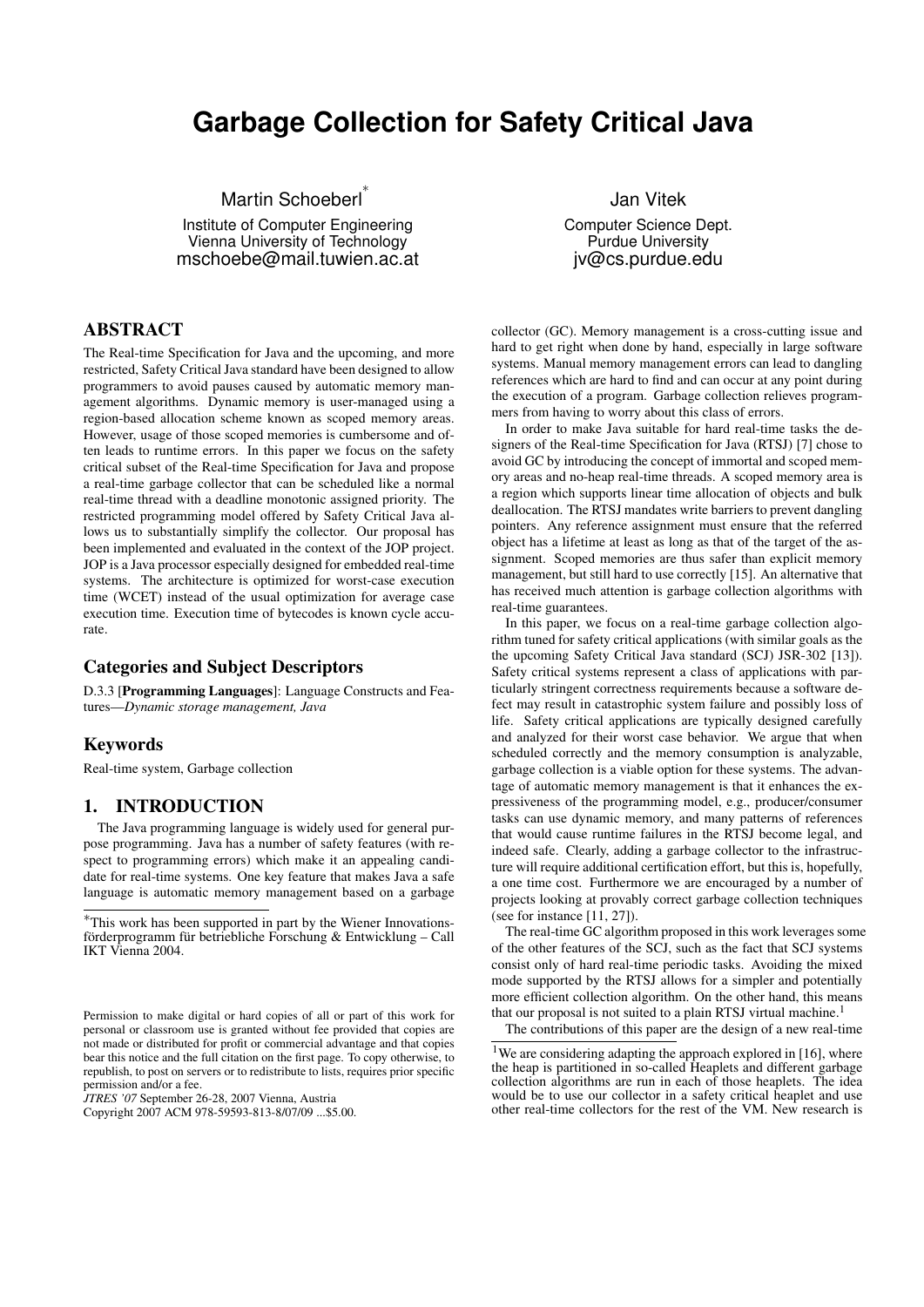# Garbage Collection for Safety Critical Java

Martin Schoeberl[*]
Institute of Computer Engineering
Vienna University of Technology
mschoebe@mail.tuwien.ac.at

Jan Vitek
Computer Science Dept.
Purdue University
jv@cs.purdue.edu

## ABSTRACT

The Real-time Specification for Java and the upcoming, and more restricted, Safety Critical Java standard have been designed to allow programmers to avoid pauses caused by automatic memory management algorithms. Dynamic memory is user-managed using a region-based allocation scheme known as scoped memory areas. However, usage of those scoped memories is cumbersome and often leads to runtime errors. In this paper we focus on the safety critical subset of the Real-time Specification for Java and propose a real-time garbage collector that can be scheduled like a normal real-time thread with a deadline monotonic assigned priority. The restricted programming model offered by Safety Critical Java allows us to substantially simplify the collector. Our proposal has been implemented and evaluated in the context of the JOP project. JOP is a Java processor especially designed for embedded real-time systems. The architecture is optimized for worst-case execution time (WCET) instead of the usual optimization for average case execution time. Execution time of bytecodes is known cycle accurate.

### Categories and Subject Descriptors

D.3.3 [**Programming Languages**]: Language Constructs and Features—*Dynamic storage management, Java*

### Keywords

Real-time system, Garbage collection

## 1. INTRODUCTION

The Java programming language is widely used for general purpose programming. Java has a number of safety features (with respect to programming errors) which make it an appealing candidate for real-time systems. One key feature that makes Java a safe language is automatic memory management based on a garbage collector (GC). Memory management is a cross-cutting issue and hard to get right when done by hand, especially in large software systems. Manual memory management errors can lead to dangling references which are hard to find and can occur at any point during the execution of a program. Garbage collection relieves programmers from having to worry about this class of errors.

In order to make Java suitable for hard real-time tasks the designers of the Real-time Specification for Java (RTSJ) [7] chose to avoid GC by introducing the concept of immortal and scoped memory areas and no-heap real-time threads. A scoped memory area is a region which supports linear time allocation of objects and bulk deallocation. The RTSJ mandates write barriers to prevent dangling pointers. Any reference assignment must ensure that the referred object has a lifetime at least as long as that of the target of the assignment. Scoped memories are thus safer than explicit memory management, but still hard to use correctly [15]. An alternative that has received much attention is garbage collection algorithms with real-time guarantees.

In this paper, we focus on a real-time garbage collection algorithm tuned for safety critical applications (with similar goals as the the upcoming Safety Critical Java standard (SCJ) JSR-302 [13]). Safety critical systems represent a class of applications with particularly stringent correctness requirements because a software defect may result in catastrophic system failure and possibly loss of life. Safety critical applications are typically designed carefully and analyzed for their worst case behavior. We argue that when scheduled correctly and the memory consumption is analyzable, garbage collection is a viable option for these systems. The advantage of automatic memory management is that it enhances the expressiveness of the programming model, e.g., producer/consumer tasks can use dynamic memory, and many patterns of references that would cause runtime failures in the RTSJ become legal, and indeed safe. Clearly, adding a garbage collector to the infrastructure will require additional certification effort, but this is, hopefully, a one time cost. Furthermore we are encouraged by a number of projects looking at provably correct garbage collection techniques (see for instance [11, 27]).

The real-time GC algorithm proposed in this work leverages some of the other features of the SCJ, such as the fact that SCJ systems consist only of hard real-time periodic tasks. Avoiding the mixed mode supported by the RTSJ allows for a simpler and potentially more efficient collection algorithm. On the other hand, this means that our proposal is not suited to a plain RTSJ virtual machine.[1]

The contributions of this paper are the design of a new real-time

[*]This work has been supported in part by the Wiener Innovationsförderprogramm für betriebliche Forschung & Entwicklung – Call IKT Vienna 2004.

[1]We are considering adapting the approach explored in [16], where the heap is partitioned in so-called Heaplets and different garbage collection algorithms are run in each of those heaplets. The idea would be to use our collector in a safety critical heaplet and use other real-time collectors for the rest of the VM. New research is

Permission to make digital or hard copies of all or part of this work for personal or classroom use is granted without fee provided that copies are not made or distributed for profit or commercial advantage and that copies bear this notice and the full citation on the first page. To copy otherwise, to republish, to post on servers or to redistribute to lists, requires prior specific permission and/or a fee.
*JTRES '07* September 26-28, 2007 Vienna, Austria
Copyright 2007 ACM 978-59593-813-8/07/09 ...$5.00.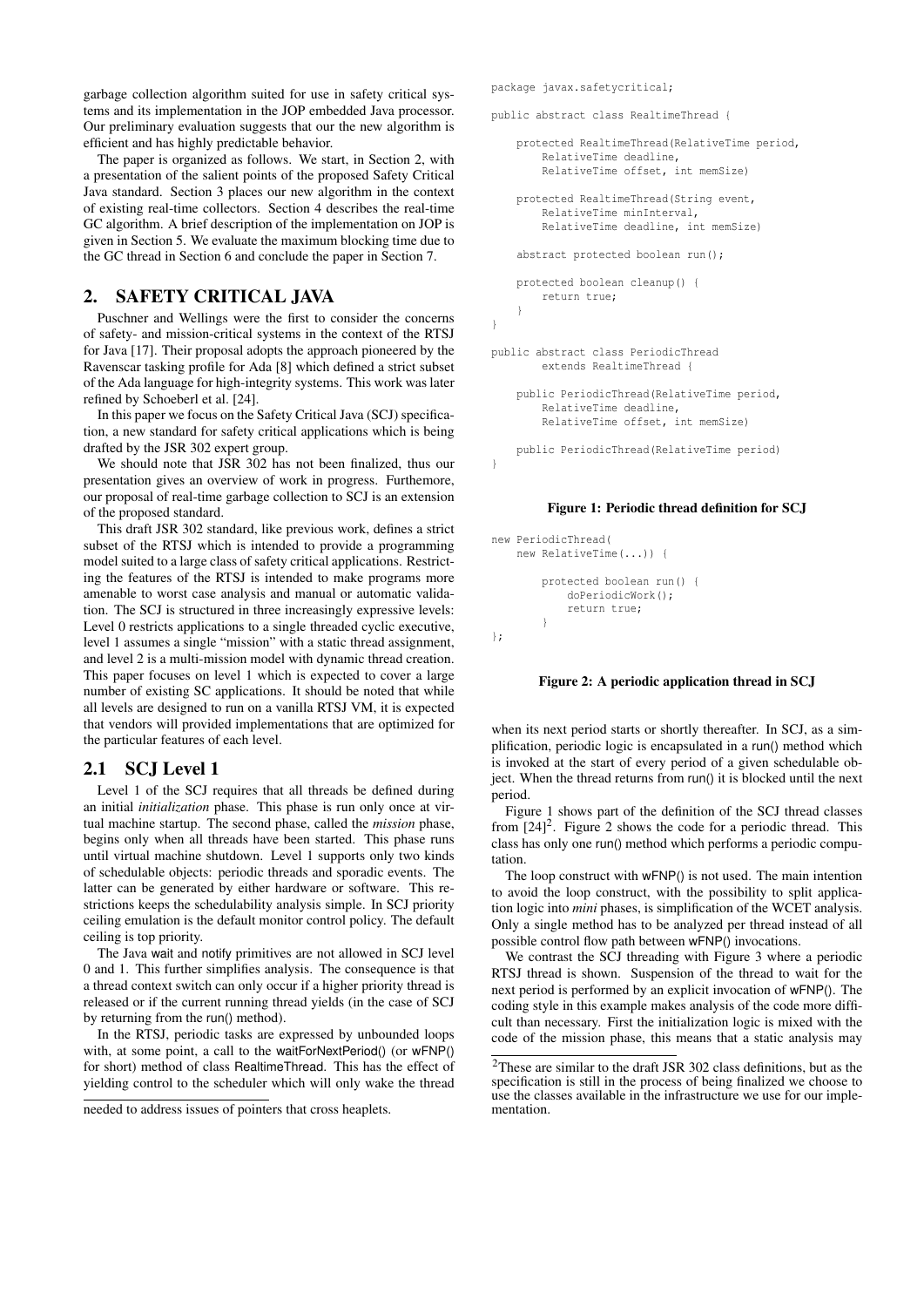garbage collection algorithm suited for use in safety critical systems and its implementation in the JOP embedded Java processor. Our preliminary evaluation suggests that our the new algorithm is efficient and has highly predictable behavior.

The paper is organized as follows. We start, in Section 2, with a presentation of the salient points of the proposed Safety Critical Java standard. Section 3 places our new algorithm in the context of existing real-time collectors. Section 4 describes the real-time GC algorithm. A brief description of the implementation on JOP is given in Section 5. We evaluate the maximum blocking time due to the GC thread in Section 6 and conclude the paper in Section 7.

## 2. SAFETY CRITICAL JAVA

Puschner and Wellings were the first to consider the concerns of safety- and mission-critical systems in the context of the RTSJ for Java [17]. Their proposal adopts the approach pioneered by the Ravenscar tasking profile for Ada [8] which defined a strict subset of the Ada language for high-integrity systems. This work was later refined by Schoeberl et al. [24].

In this paper we focus on the Safety Critical Java (SCJ) specification, a new standard for safety critical applications which is being drafted by the JSR 302 expert group.

We should note that JSR 302 has not been finalized, thus our presentation gives an overview of work in progress. Futhermore, our proposal of real-time garbage collection to SCJ is an extension of the proposed standard.

This draft JSR 302 standard, like previous work, defines a strict subset of the RTSJ which is intended to provide a programming model suited to a large class of safety critical applications. Restricting the features of the RTSJ is intended to make programs more amenable to worst case analysis and manual or automatic validation. The SCJ is structured in three increasingly expressive levels: Level 0 restricts applications to a single threaded cyclic executive, level 1 assumes a single "mission" with a static thread assignment, and level 2 is a multi-mission model with dynamic thread creation. This paper focuses on level 1 which is expected to cover a large number of existing SC applications. It should be noted that while all levels are designed to run on a vanilla RTSJ VM, it is expected that vendors will provided implementations that are optimized for the particular features of each level.

### 2.1 SCJ Level 1

Level 1 of the SCJ requires that all threads be defined during an initial *initialization* phase. This phase is run only once at virtual machine startup. The second phase, called the *mission* phase, begins only when all threads have been started. This phase runs until virtual machine shutdown. Level 1 supports only two kinds of schedulable objects: periodic threads and sporadic events. The latter can be generated by either hardware or software. This restrictions keeps the schedulability analysis simple. In SCJ priority ceiling emulation is the default monitor control policy. The default ceiling is top priority.

The Java wait and notify primitives are not allowed in SCJ level 0 and 1. This further simplifies analysis. The consequence is that a thread context switch can only occur if a higher priority thread is released or if the current running thread yields (in the case of SCJ by returning from the run() method).

In the RTSJ, periodic tasks are expressed by unbounded loops with, at some point, a call to the waitForNextPeriod() (or wFNP() for short) method of class RealtimeThread. This has the effect of yielding control to the scheduler which will only wake the thread when its next period starts or shortly thereafter. In SCJ, as a simplification, periodic logic is encapsulated in a run() method which is invoked at the start of every period of a given schedulable object. When the thread returns from run() it is blocked until the next period.

needed to address issues of pointers that cross heaplets.

```
package javax.safetycritical;

public abstract class RealtimeThread {

    protected RealtimeThread(RelativeTime period,
        RelativeTime deadline,
        RelativeTime offset, int memSize)

    protected RealtimeThread(String event,
        RelativeTime minInterval,
        RelativeTime deadline, int memSize)

    abstract protected boolean run();

    protected boolean cleanup() {
        return true;
    }
}

public abstract class PeriodicThread
        extends RealtimeThread {

    public PeriodicThread(RelativeTime period,
        RelativeTime deadline,
        RelativeTime offset, int memSize)

    public PeriodicThread(RelativeTime period)
}
```

**Figure 1: Periodic thread definition for SCJ**

```
new PeriodicThread(
    new RelativeTime(...)) {

        protected boolean run() {
            doPeriodicWork();
            return true;
        }
};
```

**Figure 2: A periodic application thread in SCJ**

Figure 1 shows part of the definition of the SCJ thread classes from [24][2]. Figure 2 shows the code for a periodic thread. This class has only one run() method which performs a periodic computation.

The loop construct with wFNP() is not used. The main intention to avoid the loop construct, with the possibility to split application logic into *mini* phases, is simplification of the WCET analysis. Only a single method has to be analyzed per thread instead of all possible control flow path between wFNP() invocations.

We contrast the SCJ threading with Figure 3 where a periodic RTSJ thread is shown. Suspension of the thread to wait for the next period is performed by an explicit invocation of wFNP(). The coding style in this example makes analysis of the code more difficult than necessary. First the initialization logic is mixed with the code of the mission phase, this means that a static analysis may

[2] These are similar to the draft JSR 302 class definitions, but as the specification is still in the process of being finalized we choose to use the classes available in the infrastructure we use for our implementation.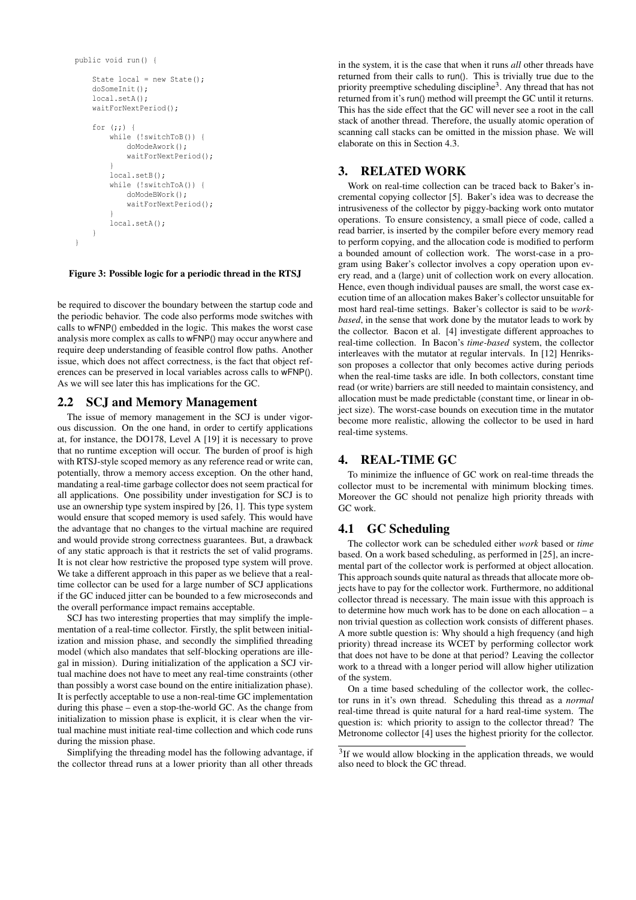```
public void run() {

    State local = new State();
    doSomeInit();
    local.setA();
    waitForNextPeriod();

    for (;;) {
        while (!switchToB()) {
            doModeAwork();
            waitForNextPeriod();
        }
        local.setB();
        while (!switchToA()) {
            doModeBWork();
            waitForNextPeriod();
        }
        local.setA();
    }
}
```

**Figure 3: Possible logic for a periodic thread in the RTSJ**

be required to discover the boundary between the startup code and the periodic behavior. The code also performs mode switches with calls to wFNP() embedded in the logic. This makes the worst case analysis more complex as calls to wFNP() may occur anywhere and require deep understanding of feasible control flow paths. Another issue, which does not affect correctness, is the fact that object references can be preserved in local variables across calls to wFNP(). As we will see later this has implications for the GC.

## 2.2 SCJ and Memory Management

The issue of memory management in the SCJ is under vigorous discussion. On the one hand, in order to certify applications at, for instance, the DO178, Level A [19] it is necessary to prove that no runtime exception will occur. The burden of proof is high with RTSJ-style scoped memory as any reference read or write can, potentially, throw a memory access exception. On the other hand, mandating a real-time garbage collector does not seem practical for all applications. One possibility under investigation for SCJ is to use an ownership type system inspired by [26, 1]. This type system would ensure that scoped memory is used safely. This would have the advantage that no changes to the virtual machine are required and would provide strong correctness guarantees. But, a drawback of any static approach is that it restricts the set of valid programs. It is not clear how restrictive the proposed type system will prove. We take a different approach in this paper as we believe that a real-time collector can be used for a large number of SCJ applications if the GC induced jitter can be bounded to a few microseconds and the overall performance impact remains acceptable.

SCJ has two interesting properties that may simplify the implementation of a real-time collector. Firstly, the split between initialization and mission phase, and secondly the simplified threading model (which also mandates that self-blocking operations are illegal in mission). During initialization of the application a SCJ virtual machine does not have to meet any real-time constraints (other than possibly a worst case bound on the entire initialization phase). It is perfectly acceptable to use a non-real-time GC implementation during this phase – even a stop-the-world GC. As the change from initialization to mission phase is explicit, it is clear when the virtual machine must initiate real-time collection and which code runs during the mission phase.

Simplifying the threading model has the following advantage, if the collector thread runs at a lower priority than all other threads in the system, it is the case that when it runs *all* other threads have returned from their calls to run(). This is trivially true due to the priority preemptive scheduling discipline[3]. Any thread that has not returned from it's run() method will preempt the GC until it returns. This has the side effect that the GC will never see a root in the call stack of another thread. Therefore, the usually atomic operation of scanning call stacks can be omitted in the mission phase. We will elaborate on this in Section 4.3.

# 3. RELATED WORK

Work on real-time collection can be traced back to Baker's incremental copying collector [5]. Baker's idea was to decrease the intrusiveness of the collector by piggy-backing work onto mutator operations. To ensure consistency, a small piece of code, called a read barrier, is inserted by the compiler before every memory read to perform copying, and the allocation code is modified to perform a bounded amount of collection work. The worst-case in a program using Baker's collector involves a copy operation upon every read, and a (large) unit of collection work on every allocation. Hence, even though individual pauses are small, the worst case execution time of an allocation makes Baker's collector unsuitable for most hard real-time settings. Baker's collector is said to be *work-based*, in the sense that work done by the mutator leads to work by the collector. Bacon et al. [4] investigate different approaches to real-time collection. In Bacon's *time-based* system, the collector interleaves with the mutator at regular intervals. In [12] Henriksson proposes a collector that only becomes active during periods when the real-time tasks are idle. In both collectors, constant time read (or write) barriers are still needed to maintain consistency, and allocation must be made predictable (constant time, or linear in object size). The worst-case bounds on execution time in the mutator become more realistic, allowing the collector to be used in hard real-time systems.

# 4. REAL-TIME GC

To minimize the influence of GC work on real-time threads the collector must to be incremental with minimum blocking times. Moreover the GC should not penalize high priority threads with GC work.

## 4.1 GC Scheduling

The collector work can be scheduled either *work* based or *time* based. On a work based scheduling, as performed in [25], an incremental part of the collector work is performed at object allocation. This approach sounds quite natural as threads that allocate more objects have to pay for the collector work. Furthermore, no additional collector thread is necessary. The main issue with this approach is to determine how much work has to be done on each allocation – a non trivial question as collection work consists of different phases. A more subtle question is: Why should a high frequency (and high priority) thread increase its WCET by performing collector work that does not have to be done at that period? Leaving the collector work to a thread with a longer period will allow higher utilization of the system.

On a time based scheduling of the collector work, the collector runs in it's own thread. Scheduling this thread as a *normal* real-time thread is quite natural for a hard real-time system. The question is: which priority to assign to the collector thread? The Metronome collector [4] uses the highest priority for the collector.

[3] If we would allow blocking in the application threads, we would also need to block the GC thread.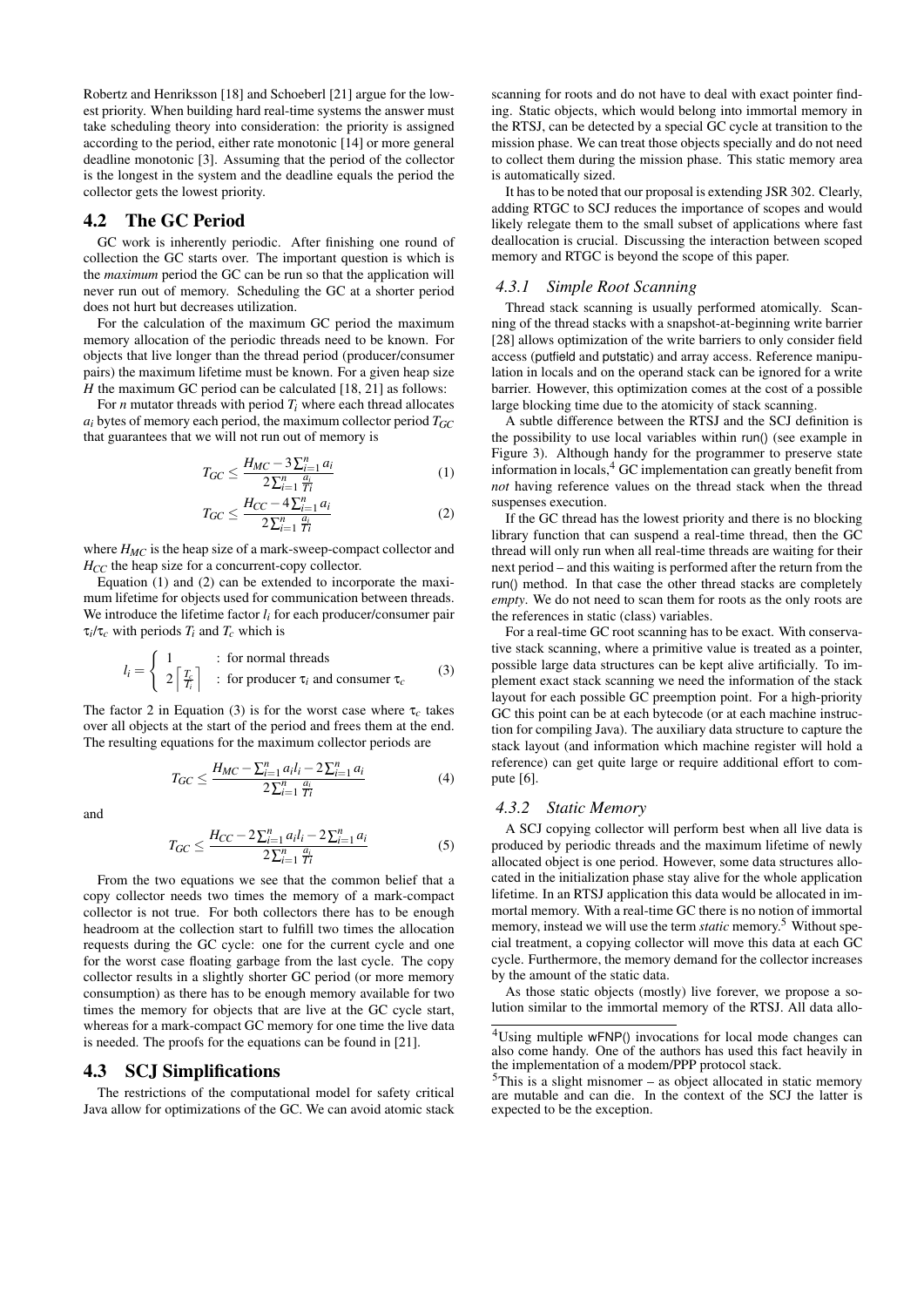Robertz and Henriksson [18] and Schoeberl [21] argue for the lowest priority. When building hard real-time systems the answer must take scheduling theory into consideration: the priority is assigned according to the period, either rate monotonic [14] or more general deadline monotonic [3]. Assuming that the period of the collector is the longest in the system and the deadline equals the period the collector gets the lowest priority.

## 4.2 The GC Period

GC work is inherently periodic. After finishing one round of collection the GC starts over. The important question is which is the *maximum* period the GC can be run so that the application will never run out of memory. Scheduling the GC at a shorter period does not hurt but decreases utilization.

For the calculation of the maximum GC period the maximum memory allocation of the periodic threads need to be known. For objects that live longer than the thread period (producer/consumer pairs) the maximum lifetime must be known. For a given heap size $H$ the maximum GC period can be calculated [18, 21] as follows:

For $n$ mutator threads with period $T_i$ where each thread allocates $a_i$ bytes of memory each period, the maximum collector period $T_{GC}$ that guarantees that we will not run out of memory is

$$T_{GC} \leq \frac{H_{MC} - 3\sum_{i=1}^{n} a_i}{2\sum_{i=1}^{n} \frac{a_i}{T_i}} \tag{1}$$

$$T_{GC} \leq \frac{H_{CC} - 4\sum_{i=1}^{n} a_i}{2\sum_{i=1}^{n} \frac{a_i}{T_i}} \tag{2}$$

where $H_{MC}$ is the heap size of a mark-sweep-compact collector and $H_{CC}$ the heap size for a concurrent-copy collector.

Equation (1) and (2) can be extended to incorporate the maximum lifetime for objects used for communication between threads. We introduce the lifetime factor $l_i$ for each producer/consumer pair $\tau_i/\tau_c$ with periods $T_i$ and $T_c$ which is

$$l_i = \begin{cases} 1 & : \text{ for normal threads} \\ 2\left\lceil \frac{T_c}{T_i} \right\rceil & : \text{ for producer } \tau_i \text{ and consumer } \tau_c \end{cases} \tag{3}$$

The factor 2 in Equation (3) is for the worst case where $\tau_c$ takes over all objects at the start of the period and frees them at the end. The resulting equations for the maximum collector periods are

$$T_{GC} \leq \frac{H_{MC} - \sum_{i=1}^{n} a_i l_i - 2\sum_{i=1}^{n} a_i}{2\sum_{i=1}^{n} \frac{a_i}{T_i}} \tag{4}$$

and

$$T_{GC} \leq \frac{H_{CC} - 2\sum_{i=1}^{n} a_i l_i - 2\sum_{i=1}^{n} a_i}{2\sum_{i=1}^{n} \frac{a_i}{T_i}} \tag{5}$$

From the two equations we see that the common belief that a copy collector needs two times the memory of a mark-compact collector is not true. For both collectors there has to be enough headroom at the collection start to fulfill two times the allocation requests during the GC cycle: one for the current cycle and one for the worst case floating garbage from the last cycle. The copy collector results in a slightly shorter GC period (or more memory consumption) as there has to be enough memory available for two times the memory for objects that are live at the GC cycle start, whereas for a mark-compact GC memory for one time the live data is needed. The proofs for the equations can be found in [21].

## 4.3 SCJ Simplifications

The restrictions of the computational model for safety critical Java allow for optimizations of the GC. We can avoid atomic stack scanning for roots and do not have to deal with exact pointer finding. Static objects, which would belong into immortal memory in the RTSJ, can be detected by a special GC cycle at transition to the mission phase. We can treat those objects specially and do not need to collect them during the mission phase. This static memory area is automatically sized.

It has to be noted that our proposal is extending JSR 302. Clearly, adding RTGC to SCJ reduces the importance of scopes and would likely relegate them to the small subset of applications where fast deallocation is crucial. Discussing the interaction between scoped memory and RTGC is beyond the scope of this paper.

### 4.3.1 Simple Root Scanning

Thread stack scanning is usually performed atomically. Scanning of the thread stacks with a snapshot-at-beginning write barrier [28] allows optimization of the write barriers to only consider field access (putfield and putstatic) and array access. Reference manipulation in locals and on the operand stack can be ignored for a write barrier. However, this optimization comes at the cost of a possible large blocking time due to the atomicity of stack scanning.

A subtle difference between the RTSJ and the SCJ definition is the possibility to use local variables within run() (see example in Figure 3). Although handy for the programmer to preserve state information in locals,[4] GC implementation can greatly benefit from *not* having reference values on the thread stack when the thread suspenses execution.

If the GC thread has the lowest priority and there is no blocking library function that can suspend a real-time thread, then the GC thread will only run when all real-time threads are waiting for their next period – and this waiting is performed after the return from the run() method. In that case the other thread stacks are completely *empty*. We do not need to scan them for roots as the only roots are the references in static (class) variables.

For a real-time GC root scanning has to be exact. With conservative stack scanning, where a primitive value is treated as a pointer, possible large data structures can be kept alive artificially. To implement exact stack scanning we need the information of the stack layout for each possible GC preemption point. For a high-priority GC this point can be at each bytecode (or at each machine instruction for compiling Java). The auxiliary data structure to capture the stack layout (and information which machine register will hold a reference) can get quite large or require additional effort to compute [6].

### 4.3.2 Static Memory

A SCJ copying collector will perform best when all live data is produced by periodic threads and the maximum lifetime of newly allocated object is one period. However, some data structures allocated in the initialization phase stay alive for the whole application lifetime. In an RTSJ application this data would be allocated in immortal memory. With a real-time GC there is no notion of immortal memory, instead we will use the term *static* memory.[5] Without special treatment, a copying collector will move this data at each GC cycle. Furthermore, the memory demand for the collector increases by the amount of the static data.

As those static objects (mostly) live forever, we propose a solution similar to the immortal memory of the RTSJ. All data allo-

---

[4] Using multiple wFNP() invocations for local mode changes can also come handy. One of the authors has used this fact heavily in the implementation of a modem/PPP protocol stack.

[5] This is a slight misnomer – as object allocated in static memory are mutable and can die. In the context of the SCJ the latter is expected to be the exception.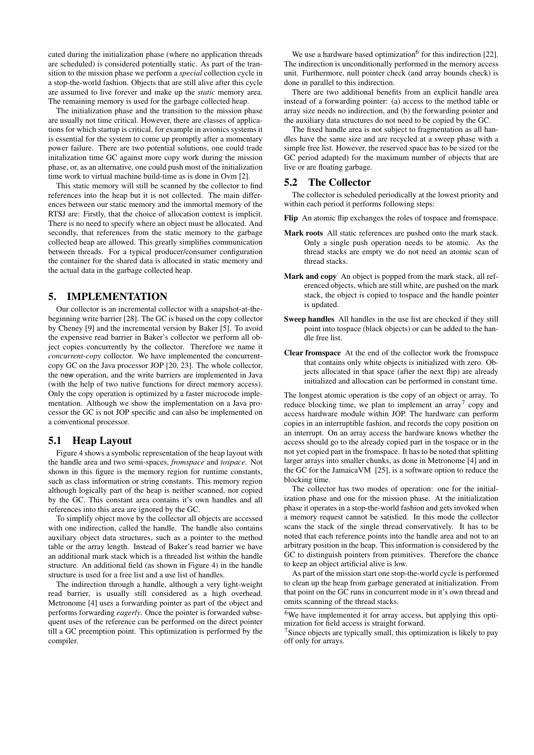cated during the initialization phase (where no application threads are scheduled) is considered potentially static. As part of the transition to the mission phase we perform a *special* collection cycle in a stop-the-world fashion. Objects that are still alive after this cycle are assumed to live forever and make up the *static* memory area. The remaining memory is used for the garbage collected heap.

The initialization phase and the transition to the mission phase are usually not time critical. However, there are classes of applications for which startup is critical, for example in avionics systems it is essential for the system to come up promptly after a momentary power failure. There are two potential solutions, one could trade initalization time GC against more copy work during the mission phase, or, as an alternative, one could push most of the initialization time work to virtual machine build-time as is done in Ovm [2].

This static memory will still be scanned by the collector to find references into the heap but it is not collected. The main differences between our static memory and the immortal memory of the RTSJ are: Firstly, that the choice of allocation context is implicit. There is no need to specify where an object must be allocated. And secondly, that references from the static memory to the garbage collected heap are allowed. This greatly simplifies communication between threads. For a typical producer/consumer configuration the container for the shared data is allocated in static memory and the actual data in the garbage collected heap.

# 5. IMPLEMENTATION

Our collector is an incremental collector with a snapshot-at-the-beginning write barrier [28]. The GC is based on the copy collector by Cheney [9] and the incremental version by Baker [5]. To avoid the expensive read barrier in Baker's collector we perform all object copies concurrently by the collector. Therefore we name it *concurrent-copy* collector. We have implemented the concurrent-copy GC on the Java processor JOP [20, 23]. The whole collector, the new operation, and the write barriers are implemented in Java (with the help of two native functions for direct memory access). Only the copy operation is optimized by a faster microcode implementation. Although we show the implementation on a Java processor the GC is not JOP specific and can also be implemented on a conventional processor.

## 5.1 Heap Layout

Figure 4 shows a symbolic representation of the heap layout with the handle area and two semi-spaces, *fromspace* and *tospace*. Not shown in this figure is the memory region for runtime constants, such as class information or string constants. This memory region although logically part of the heap is neither scanned, nor copied by the GC. This constant area contains it's own handles and all references into this area are ignored by the GC.

To simplify object move by the collector all objects are accessed with one indirection, called the handle. The handle also contains auxiliary object data structures, such as a pointer to the method table or the array length. Instead of Baker's read barrier we have an additional mark stack which is a threaded list within the handle structure. An additional field (as shown in Figure 4) in the handle structure is used for a free list and a use list of handles.

The indirection through a handle, although a very light-weight read barrier, is usually still considered as a high overhead. Metronome [4] uses a forwarding pointer as part of the object and performs forwarding *eagerly*. Once the pointer is forwarded subsequent uses of the reference can be performed on the direct pointer till a GC preemption point. This optimization is performed by the compiler.

We use a hardware based optimization[6] for this indirection [22]. The indirection is unconditionally performed in the memory access unit. Furthermore, null pointer check (and array bounds check) is done in parallel to this indirection.

There are two additional benefits from an explicit handle area instead of a forwarding pointer: (a) access to the method table or array size needs no indirection, and (b) the forwarding pointer and the auxiliary data structures do not need to be copied by the GC.

The fixed handle area is not subject to fragmentation as all handles have the same size and are recycled at a sweep phase with a simple free list. However, the reserved space has to be sized (or the GC period adapted) for the maximum number of objects that are live or are floating garbage.

## 5.2 The Collector

The collector is scheduled periodically at the lowest priority and within each period it performs following steps:

**Flip** An atomic flip exchanges the roles of tospace and fromspace.

**Mark roots** All static references are pushed onto the mark stack. Only a single push operation needs to be atomic. As the thread stacks are empty we do not need an atomic scan of thread stacks.

**Mark and copy** An object is popped from the mark stack, all referenced objects, which are still white, are pushed on the mark stack, the object is copied to tospace and the handle pointer is updated.

**Sweep handles** All handles in the use list are checked if they still point into tospace (black objects) or can be added to the handle free list.

**Clear fromspace** At the end of the collector work the fromspace that contains only white objects is initialized with zero. Objects allocated in that space (after the next flip) are already initialized and allocation can be performed in constant time.

The longest atomic operation is the copy of an object or array. To reduce blocking time, we plan to implement an array[7] copy and access hardware module within JOP. The hardware can perform copies in an interruptible fashion, and records the copy position on an interrupt. On an array access the hardware knows whether the access should go to the already copied part in the tospace or in the not yet copied part in the fromspace. It has to be noted that splitting larger arrays into smaller chunks, as done in Metronome [4] and in the GC for the JamaicaVM [25], is a software option to reduce the blocking time.

The collector has two modes of operation: one for the initialization phase and one for the mission phase. At the initialization phase it operates in a stop-the-world fashion and gets invoked when a memory request cannot be satisfied. In this mode the collector scans the stack of the single thread conservatively. It has to be noted that each reference points into the handle area and not to an arbitrary position in the heap. This information is considered by the GC to distinguish pointers from primitives. Therefore the chance to keep an object artificial alive is low.

As part of the mission start one stop-the-world cycle is performed to clean up the heap from garbage generated at initialization. From that point on the GC runs in concurrent mode in it's own thread and omits scanning of the thread stacks.

[6] We have implemented it for array access, but applying this optimization for field access is straight forward.

[7] Since objects are typically small, this optimization is likely to pay off only for arrays.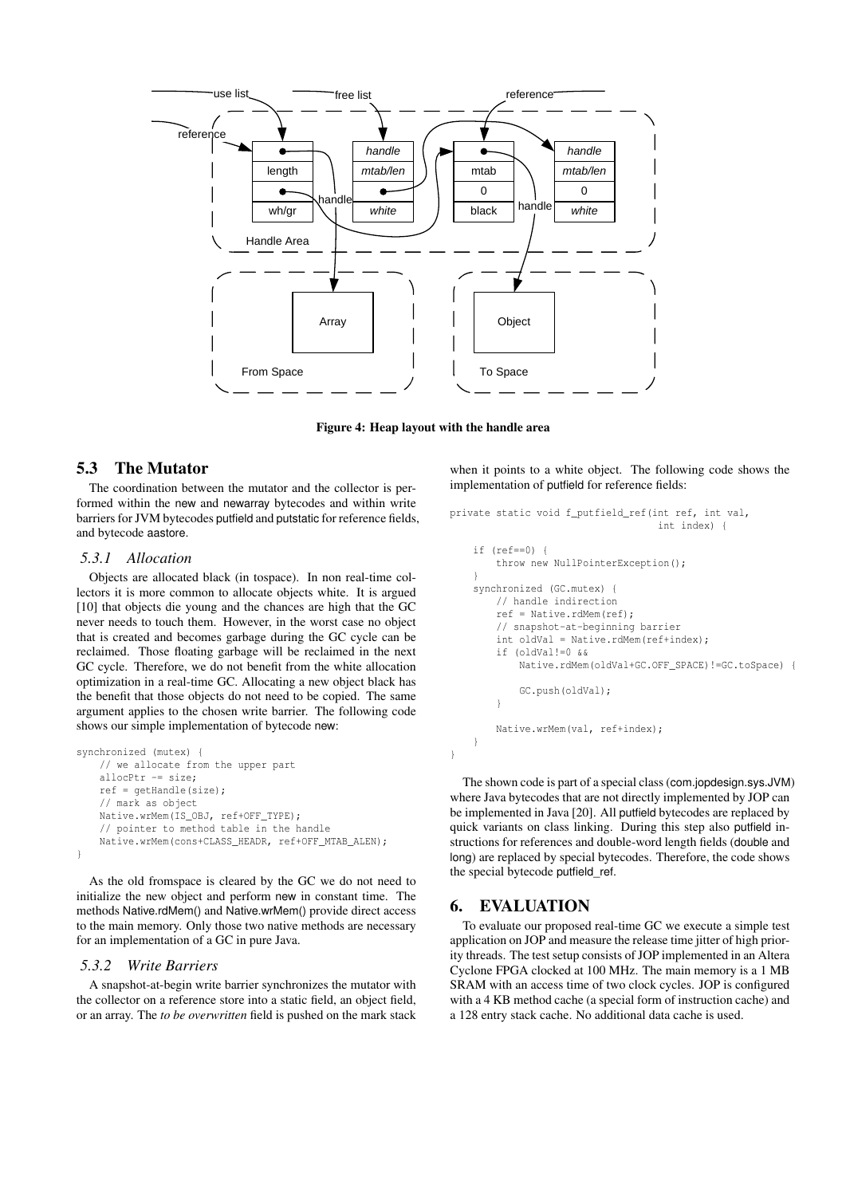Figure 4: Heap layout with the handle area

## 5.3 The Mutator

The coordination between the mutator and the collector is performed within the new and newarray bytecodes and within write barriers for JVM bytecodes putfield and putstatic for reference fields, and bytecode aastore.

### 5.3.1 Allocation

Objects are allocated black (in tospace). In non real-time collectors it is more common to allocate objects white. It is argued [10] that objects die young and the chances are high that the GC never needs to touch them. However, in the worst case no object that is created and becomes garbage during the GC cycle can be reclaimed. Those floating garbage will be reclaimed in the next GC cycle. Therefore, we do not benefit from the white allocation optimization in a real-time GC. Allocating a new object black has the benefit that those objects do not need to be copied. The same argument applies to the chosen write barrier. The following code shows our simple implementation of bytecode new:

```
synchronized (mutex) {
    // we allocate from the upper part
    allocPtr -= size;
    ref = getHandle(size);
    // mark as object
    Native.wrMem(IS_OBJ, ref+OFF_TYPE);
    // pointer to method table in the handle
    Native.wrMem(cons+CLASS_HEADR, ref+OFF_MTAB_ALEN);
}
```

As the old fromspace is cleared by the GC we do not need to initialize the new object and perform new in constant time. The methods Native.rdMem() and Native.wrMem() provide direct access to the main memory. Only those two native methods are necessary for an implementation of a GC in pure Java.

### 5.3.2 Write Barriers

A snapshot-at-begin write barrier synchronizes the mutator with the collector on a reference store into a static field, an object field, or an array. The *to be overwritten* field is pushed on the mark stack when it points to a white object. The following code shows the implementation of putfield for reference fields:

```
private static void f_putfield_ref(int ref, int val,
                                   int index) {

    if (ref==0) {
        throw new NullPointerException();
    }
    synchronized (GC.mutex) {
        // handle indirection
        ref = Native.rdMem(ref);
        // snapshot-at-beginning barrier
        int oldVal = Native.rdMem(ref+index);
        if (oldVal!=0 &&
            Native.rdMem(oldVal+GC.OFF_SPACE)!=GC.toSpace) {

            GC.push(oldVal);
        }

        Native.wrMem(val, ref+index);
    }
}
```

The shown code is part of a special class (com.jopdesign.sys.JVM) where Java bytecodes that are not directly implemented by JOP can be implemented in Java [20]. All putfield bytecodes are replaced by quick variants on class linking. During this step also putfield instructions for references and double-word length fields (double and long) are replaced by special bytecodes. Therefore, the code shows the special bytecode putfield_ref.

## 6. EVALUATION

To evaluate our proposed real-time GC we execute a simple test application on JOP and measure the release time jitter of high priority threads. The test setup consists of JOP implemented in an Altera Cyclone FPGA clocked at 100 MHz. The main memory is a 1 MB SRAM with an access time of two clock cycles. JOP is configured with a 4 KB method cache (a special form of instruction cache) and a 128 entry stack cache. No additional data cache is used.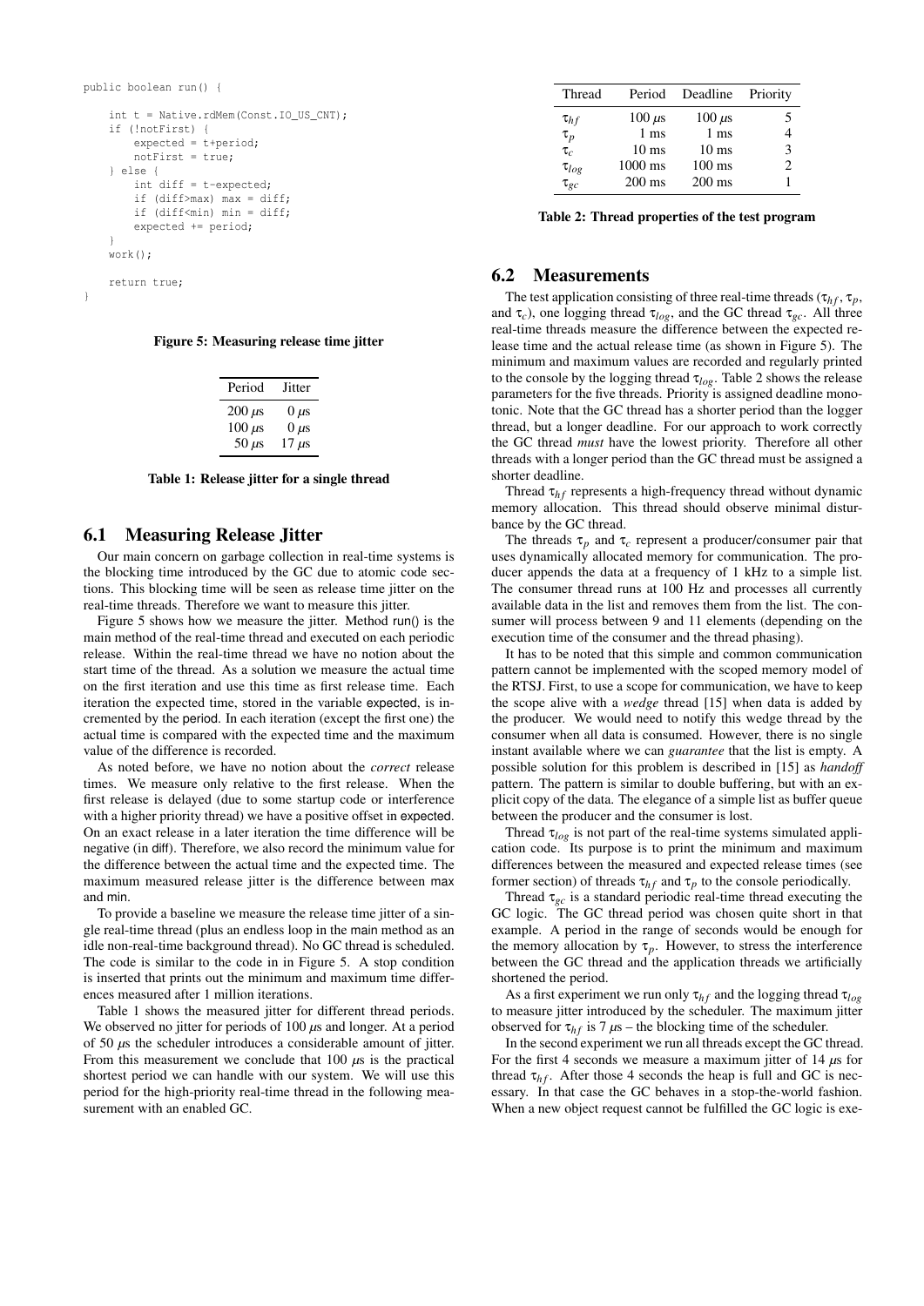```
public boolean run() {

    int t = Native.rdMem(Const.IO_US_CNT);
    if (!notFirst) {
        expected = t+period;
        notFirst = true;
    } else {
        int diff = t-expected;
        if (diff>max) max = diff;
        if (diff<min) min = diff;
        expected += period;
    }
    work();

    return true;
}
```

**Figure 5: Measuring release time jitter**

| Period | Jitter |
|---|---|
| 200 $\mu$s | 0 $\mu$s |
| 100 $\mu$s | 0 $\mu$s |
| 50 $\mu$s | 17 $\mu$s |

**Table 1: Release jitter for a single thread**

## 6.1 Measuring Release Jitter

Our main concern on garbage collection in real-time systems is the blocking time introduced by the GC due to atomic code sections. This blocking time will be seen as release time jitter on the real-time threads. Therefore we want to measure this jitter.

Figure 5 shows how we measure the jitter. Method run() is the main method of the real-time thread and executed on each periodic release. Within the real-time thread we have no notion about the start time of the thread. As a solution we measure the actual time on the first iteration and use this time as first release time. Each iteration the expected time, stored in the variable expected, is incremented by the period. In each iteration (except the first one) the actual time is compared with the expected time and the maximum value of the difference is recorded.

As noted before, we have no notion about the *correct* release times. We measure only relative to the first release. When the first release is delayed (due to some startup code or interference with a higher priority thread) we have a positive offset in expected. On an exact release in a later iteration the time difference will be negative (in diff). Therefore, we also record the minimum value for the difference between the actual time and the expected time. The maximum measured release jitter is the difference between max and min.

To provide a baseline we measure the release time jitter of a single real-time thread (plus an endless loop in the main method as an idle non-real-time background thread). No GC thread is scheduled. The code is similar to the code in in Figure 5. A stop condition is inserted that prints out the minimum and maximum time differences measured after 1 million iterations.

Table 1 shows the measured jitter for different thread periods. We observed no jitter for periods of 100 $\mu$s and longer. At a period of 50 $\mu$s the scheduler introduces a considerable amount of jitter. From this measurement we conclude that 100 $\mu$s is the practical shortest period we can handle with our system. We will use this period for the high-priority real-time thread in the following measurement with an enabled GC.

| Thread | Period | Deadline | Priority |
|---|---|---|---|
| $\tau_{hf}$ | 100 $\mu$s | 100 $\mu$s | 5 |
| $\tau_p$ | 1 ms | 1 ms | 4 |
| $\tau_c$ | 10 ms | 10 ms | 3 |
| $\tau_{log}$ | 1000 ms | 100 ms | 2 |
| $\tau_{gc}$ | 200 ms | 200 ms | 1 |

**Table 2: Thread properties of the test program**

## 6.2 Measurements

The test application consisting of three real-time threads ($\tau_{hf}$, $\tau_p$, and $\tau_c$), one logging thread $\tau_{log}$, and the GC thread $\tau_{gc}$. All three real-time threads measure the difference between the expected release time and the actual release time (as shown in Figure 5). The minimum and maximum values are recorded and regularly printed to the console by the logging thread $\tau_{log}$. Table 2 shows the release parameters for the five threads. Priority is assigned deadline monotonic. Note that the GC thread has a shorter period than the logger thread, but a longer deadline. For our approach to work correctly the GC thread *must* have the lowest priority. Therefore all other threads with a longer period than the GC thread must be assigned a shorter deadline.

Thread $\tau_{hf}$ represents a high-frequency thread without dynamic memory allocation. This thread should observe minimal disturbance by the GC thread.

The threads $\tau_p$ and $\tau_c$ represent a producer/consumer pair that uses dynamically allocated memory for communication. The producer appends the data at a frequency of 1 kHz to a simple list. The consumer thread runs at 100 Hz and processes all currently available data in the list and removes them from the list. The consumer will process between 9 and 11 elements (depending on the execution time of the consumer and the thread phasing).

It has to be noted that this simple and common communication pattern cannot be implemented with the scoped memory model of the RTSJ. First, to use a scope for communication, we have to keep the scope alive with a *wedge* thread [15] when data is added by the producer. We would need to notify this wedge thread by the consumer when all data is consumed. However, there is no single instant available where we can *guarantee* that the list is empty. A possible solution for this problem is described in [15] as *handoff* pattern. The pattern is similar to double buffering, but with an explicit copy of the data. The elegance of a simple list as buffer queue between the producer and the consumer is lost.

Thread $\tau_{log}$ is not part of the real-time systems simulated application code. Its purpose is to print the minimum and maximum differences between the measured and expected release times (see former section) of threads $\tau_{hf}$ and $\tau_p$ to the console periodically.

Thread $\tau_{gc}$ is a standard periodic real-time thread executing the GC logic. The GC thread period was chosen quite short in that example. A period in the range of seconds would be enough for the memory allocation by $\tau_p$. However, to stress the interference between the GC thread and the application threads we artificially shortened the period.

As a first experiment we run only $\tau_{hf}$ and the logging thread $\tau_{log}$ to measure jitter introduced by the scheduler. The maximum jitter observed for $\tau_{hf}$ is 7 $\mu$s – the blocking time of the scheduler.

In the second experiment we run all threads except the GC thread. For the first 4 seconds we measure a maximum jitter of 14 $\mu$s for thread $\tau_{hf}$. After those 4 seconds the heap is full and GC is necessary. In that case the GC behaves in a stop-the-world fashion. When a new object request cannot be fulfilled the GC logic is exe-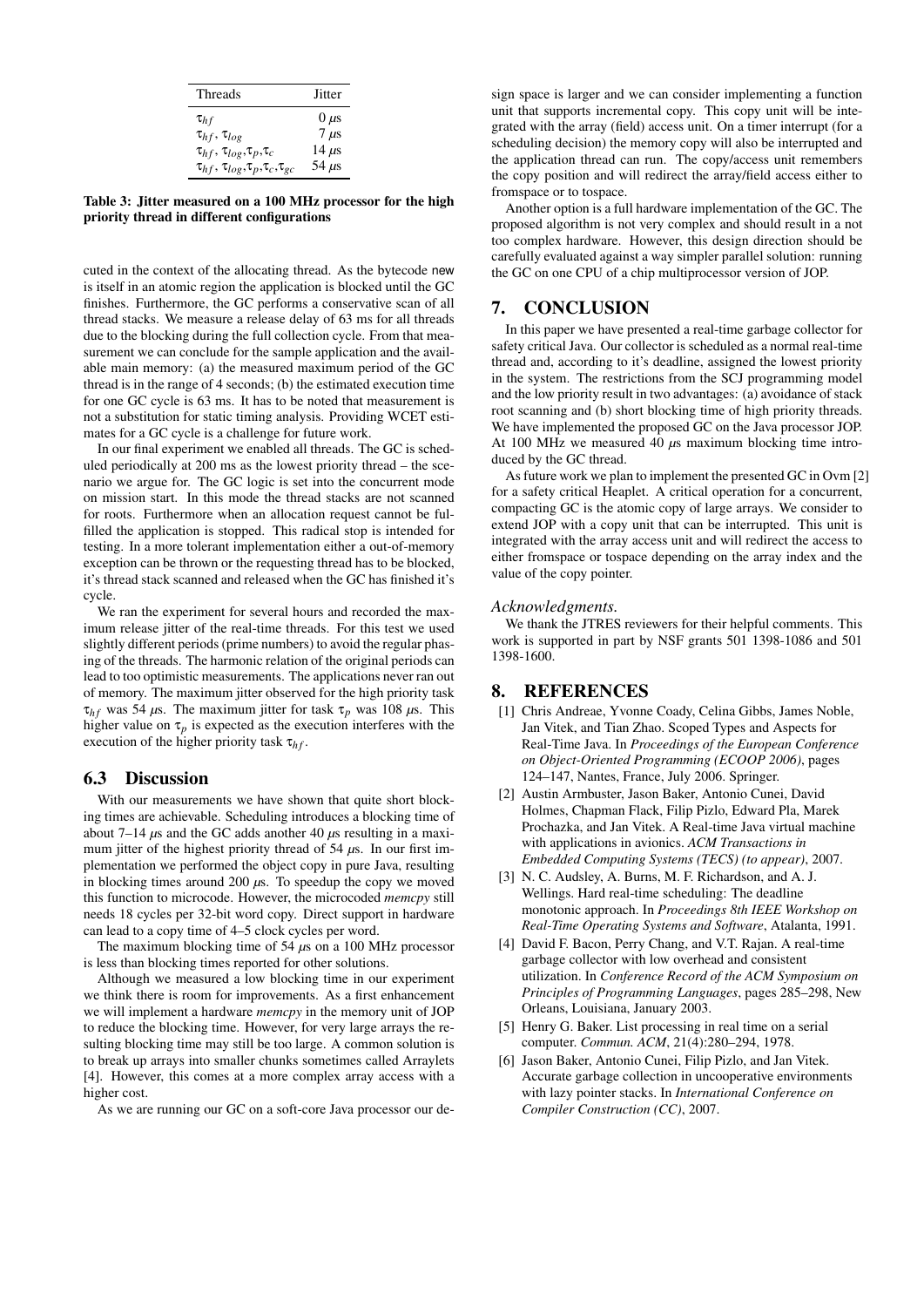| Threads | Jitter |
|---|---|
| $\tau_{hf}$ | 0 $\mu$s |
| $\tau_{hf}$, $\tau_{log}$ | 7 $\mu$s |
| $\tau_{hf}$, $\tau_{log}$, $\tau_p$, $\tau_c$ | 14 $\mu$s |
| $\tau_{hf}$, $\tau_{log}$, $\tau_p$, $\tau_c$, $\tau_{gc}$ | 54 $\mu$s |

**Table 3: Jitter measured on a 100 MHz processor for the high priority thread in different configurations**

cuted in the context of the allocating thread. As the bytecode new is itself in an atomic region the application is blocked until the GC finishes. Furthermore, the GC performs a conservative scan of all thread stacks. We measure a release delay of 63 ms for all threads due to the blocking during the full collection cycle. From that measurement we can conclude for the sample application and the available main memory: (a) the measured maximum period of the GC thread is in the range of 4 seconds; (b) the estimated execution time for one GC cycle is 63 ms. It has to be noted that measurement is not a substitution for static timing analysis. Providing WCET estimates for a GC cycle is a challenge for future work.

In our final experiment we enabled all threads. The GC is scheduled periodically at 200 ms as the lowest priority thread – the scenario we argue for. The GC logic is set into the concurrent mode on mission start. In this mode the thread stacks are not scanned for roots. Furthermore when an allocation request cannot be fulfilled the application is stopped. This radical stop is intended for testing. In a more tolerant implementation either a out-of-memory exception can be thrown or the requesting thread has to be blocked, it's thread stack scanned and released when the GC has finished it's cycle.

We ran the experiment for several hours and recorded the maximum release jitter of the real-time threads. For this test we used slightly different periods (prime numbers) to avoid the regular phasing of the threads. The harmonic relation of the original periods can lead to too optimistic measurements. The applications never ran out of memory. The maximum jitter observed for the high priority task $\tau_{hf}$ was 54 $\mu$s. The maximum jitter for task $\tau_p$ was 108 $\mu$s. This higher value on $\tau_p$ is expected as the execution interferes with the execution of the higher priority task $\tau_{hf}$.

### 6.3 Discussion

With our measurements we have shown that quite short blocking times are achievable. Scheduling introduces a blocking time of about 7–14 $\mu$s and the GC adds another 40 $\mu$s resulting in a maximum jitter of the highest priority thread of 54 $\mu$s. In our first implementation we performed the object copy in pure Java, resulting in blocking times around 200 $\mu$s. To speedup the copy we moved this function to microcode. However, the microcoded *memcpy* still needs 18 cycles per 32-bit word copy. Direct support in hardware can lead to a copy time of 4–5 clock cycles per word.

The maximum blocking time of 54 $\mu$s on a 100 MHz processor is less than blocking times reported for other solutions.

Although we measured a low blocking time in our experiment we think there is room for improvements. As a first enhancement we will implement a hardware *memcpy* in the memory unit of JOP to reduce the blocking time. However, for very large arrays the resulting blocking time may still be too large. A common solution is to break up arrays into smaller chunks sometimes called Arraylets [4]. However, this comes at a more complex array access with a higher cost.

As we are running our GC on a soft-core Java processor our design space is larger and we can consider implementing a function unit that supports incremental copy. This copy unit will be integrated with the array (field) access unit. On a timer interrupt (for a scheduling decision) the memory copy will also be interrupted and the application thread can run. The copy/access unit remembers the copy position and will redirect the array/field access either to fromspace or to tospace.

Another option is a full hardware implementation of the GC. The proposed algorithm is not very complex and should result in a not too complex hardware. However, this design direction should be carefully evaluated against a way simpler parallel solution: running the GC on one CPU of a chip multiprocessor version of JOP.

## 7. CONCLUSION

In this paper we have presented a real-time garbage collector for safety critical Java. Our collector is scheduled as a normal real-time thread and, according to it's deadline, assigned the lowest priority in the system. The restrictions from the SCJ programming model and the low priority result in two advantages: (a) avoidance of stack root scanning and (b) short blocking time of high priority threads. We have implemented the proposed GC on the Java processor JOP. At 100 MHz we measured 40 $\mu$s maximum blocking time introduced by the GC thread.

As future work we plan to implement the presented GC in Ovm [2] for a safety critical Heaplet. A critical operation for a concurrent, compacting GC is the atomic copy of large arrays. We consider to extend JOP with a copy unit that can be interrupted. This unit is integrated with the array access unit and will redirect the access to either fromspace or tospace depending on the array index and the value of the copy pointer.

*Acknowledgments.*

We thank the JTRES reviewers for their helpful comments. This work is supported in part by NSF grants 501 1398-1086 and 501 1398-1600.

## 8. REFERENCES

[1] Chris Andreae, Yvonne Coady, Celina Gibbs, James Noble, Jan Vitek, and Tian Zhao. Scoped Types and Aspects for Real-Time Java. In *Proceedings of the European Conference on Object-Oriented Programming (ECOOP 2006)*, pages 124–147, Nantes, France, July 2006. Springer.

[2] Austin Armbuster, Jason Baker, Antonio Cunei, David Holmes, Chapman Flack, Filip Pizlo, Edward Pla, Marek Prochazka, and Jan Vitek. A Real-time Java virtual machine with applications in avionics. *ACM Transactions in Embedded Computing Systems (TECS) (to appear)*, 2007.

[3] N. C. Audsley, A. Burns, M. F. Richardson, and A. J. Wellings. Hard real-time scheduling: The deadline monotonic approach. In *Proceedings 8th IEEE Workshop on Real-Time Operating Systems and Software*, Atalanta, 1991.

[4] David F. Bacon, Perry Chang, and V.T. Rajan. A real-time garbage collector with low overhead and consistent utilization. In *Conference Record of the ACM Symposium on Principles of Programming Languages*, pages 285–298, New Orleans, Louisiana, January 2003.

[5] Henry G. Baker. List processing in real time on a serial computer. *Commun. ACM*, 21(4):280–294, 1978.

[6] Jason Baker, Antonio Cunei, Filip Pizlo, and Jan Vitek. Accurate garbage collection in uncooperative environments with lazy pointer stacks. In *International Conference on Compiler Construction (CC)*, 2007.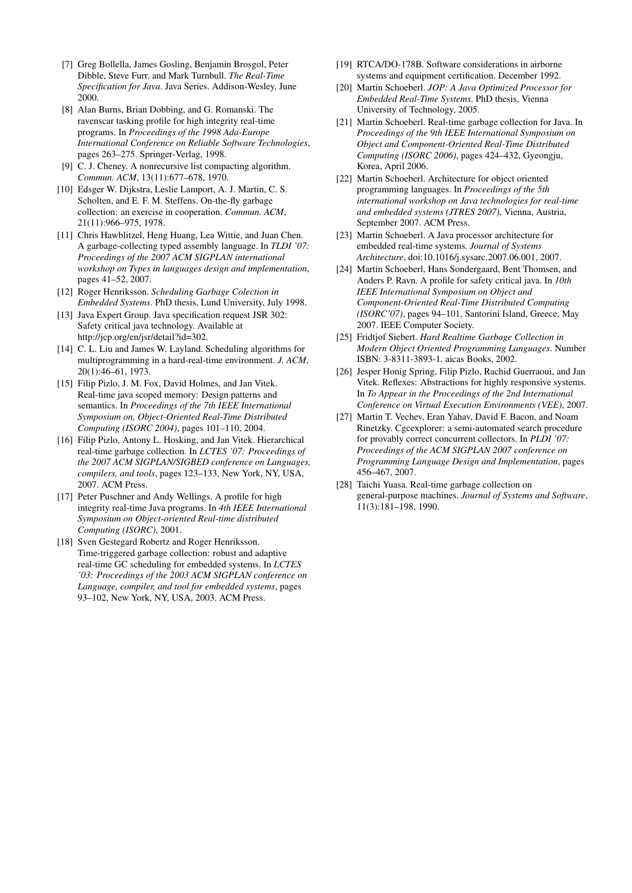[7] Greg Bollella, James Gosling, Benjamin Brosgol, Peter Dibble, Steve Furr, and Mark Turnbull. *The Real-Time Specification for Java*. Java Series. Addison-Wesley, June 2000.

[8] Alan Burns, Brian Dobbing, and G. Romanski. The ravenscar tasking profile for high integrity real-time programs. In *Proceedings of the 1998 Ada-Europe International Conference on Reliable Software Technologies*, pages 263–275. Springer-Verlag, 1998.

[9] C. J. Cheney. A nonrecursive list compacting algorithm. *Commun. ACM*, 13(11):677–678, 1970.

[10] Edsger W. Dijkstra, Leslie Lamport, A. J. Martin, C. S. Scholten, and E. F. M. Steffens. On-the-fly garbage collection: an exercise in cooperation. *Commun. ACM*, 21(11):966–975, 1978.

[11] Chris Hawblitzel, Heng Huang, Lea Wittie, and Juan Chen. A garbage-collecting typed assembly language. In *TLDI '07: Proceedings of the 2007 ACM SIGPLAN international workshop on Types in languages design and implementation*, pages 41–52, 2007.

[12] Roger Henriksson. *Scheduling Garbage Colection in Embedded Systems*. PhD thesis, Lund University, July 1998.

[13] Java Expert Group. Java specification request JSR 302: Safety critical java technology. Available at http://jcp.org/en/jsr/detail?id=302.

[14] C. L. Liu and James W. Layland. Scheduling algorithms for multiprogramming in a hard-real-time environment. *J. ACM*, 20(1):46–61, 1973.

[15] Filip Pizlo, J. M. Fox, David Holmes, and Jan Vitek. Real-time java scoped memory: Design patterns and semantics. In *Proceedings of the 7th IEEE International Symposium on, Object-Oriented Real-Time Distributed Computing (ISORC 2004)*, pages 101–110, 2004.

[16] Filip Pizlo, Antony L. Hosking, and Jan Vitek. Hierarchical real-time garbage collection. In *LCTES '07: Proceedings of the 2007 ACM SIGPLAN/SIGBED conference on Languages, compilers, and tools*, pages 123–133, New York, NY, USA, 2007. ACM Press.

[17] Peter Puschner and Andy Wellings. A profile for high integrity real-time Java programs. In *4th IEEE International Symposium on Object-oriented Real-time distributed Computing (ISORC)*, 2001.

[18] Sven Gestegard Robertz and Roger Henriksson. Time-triggered garbage collection: robust and adaptive real-time GC scheduling for embedded systems. In *LCTES '03: Proceedings of the 2003 ACM SIGPLAN conference on Language, compiler, and tool for embedded systems*, pages 93–102, New York, NY, USA, 2003. ACM Press.

[19] RTCA/DO-178B. Software considerations in airborne systems and equipment certification. December 1992.

[20] Martin Schoeberl. *JOP: A Java Optimized Processor for Embedded Real-Time Systems*. PhD thesis, Vienna University of Technology, 2005.

[21] Martin Schoeberl. Real-time garbage collection for Java. In *Proceedings of the 9th IEEE International Symposium on Object and Component-Oriented Real-Time Distributed Computing (ISORC 2006)*, pages 424–432, Gyeongju, Korea, April 2006.

[22] Martin Schoeberl. Architecture for object oriented programming languages. In *Proceedings of the 5th international workshop on Java technologies for real-time and embedded systems (JTRES 2007)*, Vienna, Austria, September 2007. ACM Press.

[23] Martin Schoeberl. A Java processor architecture for embedded real-time systems. *Journal of Systems Architecture*, doi:10.1016/j.sysarc.2007.06.001, 2007.

[24] Martin Schoeberl, Hans Sondergaard, Bent Thomsen, and Anders P. Ravn. A profile for safety critical java. In *10th IEEE International Symposium on Object and Component-Oriented Real-Time Distributed Computing (ISORC'07)*, pages 94–101, Santorini Island, Greece, May 2007. IEEE Computer Society.

[25] Fridtjof Siebert. *Hard Realtime Garbage Collection in Modern Object Oriented Programming Languages*. Number ISBN: 3-8311-3893-1. aicas Books, 2002.

[26] Jesper Honig Spring, Filip Pizlo, Rachid Guerraoui, and Jan Vitek. Reflexes: Abstractions for highly responsive systems. In *To Appear in the Proceedings of the 2nd International Conference on Virtual Execution Environments (VEE)*, 2007.

[27] Martin T. Vechev, Eran Yahav, David F. Bacon, and Noam Rinetzky. Cgcexplorer: a semi-automated search procedure for provably correct concurrent collectors. In *PLDI '07: Proceedings of the ACM SIGPLAN 2007 conference on Programming Language Design and Implementation*, pages 456–467, 2007.

[28] Taichi Yuasa. Real-time garbage collection on general-purpose machines. *Journal of Systems and Software*, 11(3):181–198, 1990.